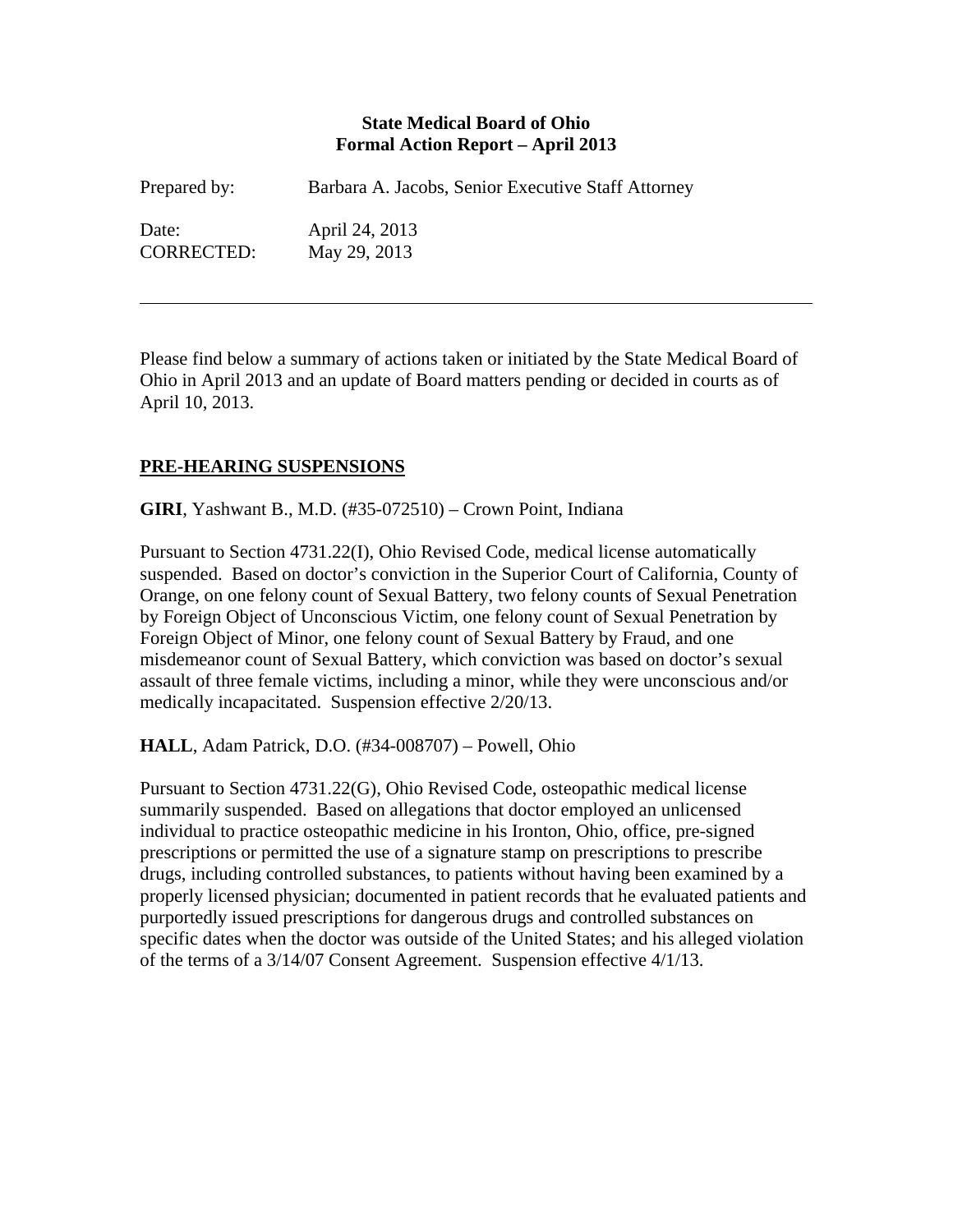**State Medical Board of Ohio**
**Formal Action Report – April 2013**

Prepared by: Barbara A. Jacobs, Senior Executive Staff Attorney

Date: April 24, 2013
CORRECTED: May 29, 2013

---

Please find below a summary of actions taken or initiated by the State Medical Board of Ohio in April 2013 and an update of Board matters pending or decided in courts as of April 10, 2013.

## PRE-HEARING SUSPENSIONS

**GIRI**, Yashwant B., M.D. (#35-072510) – Crown Point, Indiana

Pursuant to Section 4731.22(I), Ohio Revised Code, medical license automatically suspended. Based on doctor's conviction in the Superior Court of California, County of Orange, on one felony count of Sexual Battery, two felony counts of Sexual Penetration by Foreign Object of Unconscious Victim, one felony count of Sexual Penetration by Foreign Object of Minor, one felony count of Sexual Battery by Fraud, and one misdemeanor count of Sexual Battery, which conviction was based on doctor's sexual assault of three female victims, including a minor, while they were unconscious and/or medically incapacitated. Suspension effective 2/20/13.

**HALL**, Adam Patrick, D.O. (#34-008707) – Powell, Ohio

Pursuant to Section 4731.22(G), Ohio Revised Code, osteopathic medical license summarily suspended. Based on allegations that doctor employed an unlicensed individual to practice osteopathic medicine in his Ironton, Ohio, office, pre-signed prescriptions or permitted the use of a signature stamp on prescriptions to prescribe drugs, including controlled substances, to patients without having been examined by a properly licensed physician; documented in patient records that he evaluated patients and purportedly issued prescriptions for dangerous drugs and controlled substances on specific dates when the doctor was outside of the United States; and his alleged violation of the terms of a 3/14/07 Consent Agreement. Suspension effective 4/1/13.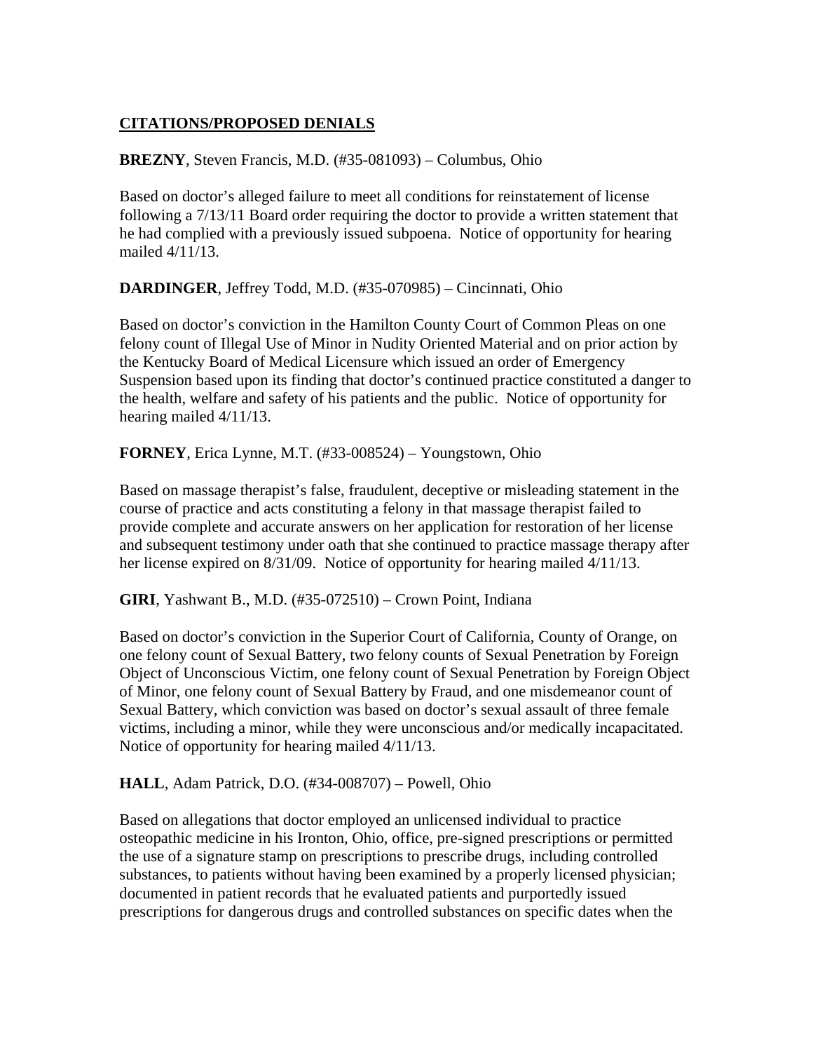## **CITATIONS/PROPOSED DENIALS**

**BREZNY**, Steven Francis, M.D. (#35-081093) – Columbus, Ohio

Based on doctor's alleged failure to meet all conditions for reinstatement of license following a 7/13/11 Board order requiring the doctor to provide a written statement that he had complied with a previously issued subpoena. Notice of opportunity for hearing mailed 4/11/13.

**DARDINGER**, Jeffrey Todd, M.D. (#35-070985) – Cincinnati, Ohio

Based on doctor's conviction in the Hamilton County Court of Common Pleas on one felony count of Illegal Use of Minor in Nudity Oriented Material and on prior action by the Kentucky Board of Medical Licensure which issued an order of Emergency Suspension based upon its finding that doctor's continued practice constituted a danger to the health, welfare and safety of his patients and the public. Notice of opportunity for hearing mailed 4/11/13.

**FORNEY**, Erica Lynne, M.T. (#33-008524) – Youngstown, Ohio

Based on massage therapist's false, fraudulent, deceptive or misleading statement in the course of practice and acts constituting a felony in that massage therapist failed to provide complete and accurate answers on her application for restoration of her license and subsequent testimony under oath that she continued to practice massage therapy after her license expired on 8/31/09. Notice of opportunity for hearing mailed 4/11/13.

**GIRI**, Yashwant B., M.D. (#35-072510) – Crown Point, Indiana

Based on doctor's conviction in the Superior Court of California, County of Orange, on one felony count of Sexual Battery, two felony counts of Sexual Penetration by Foreign Object of Unconscious Victim, one felony count of Sexual Penetration by Foreign Object of Minor, one felony count of Sexual Battery by Fraud, and one misdemeanor count of Sexual Battery, which conviction was based on doctor's sexual assault of three female victims, including a minor, while they were unconscious and/or medically incapacitated. Notice of opportunity for hearing mailed 4/11/13.

**HALL**, Adam Patrick, D.O. (#34-008707) – Powell, Ohio

Based on allegations that doctor employed an unlicensed individual to practice osteopathic medicine in his Ironton, Ohio, office, pre-signed prescriptions or permitted the use of a signature stamp on prescriptions to prescribe drugs, including controlled substances, to patients without having been examined by a properly licensed physician; documented in patient records that he evaluated patients and purportedly issued prescriptions for dangerous drugs and controlled substances on specific dates when the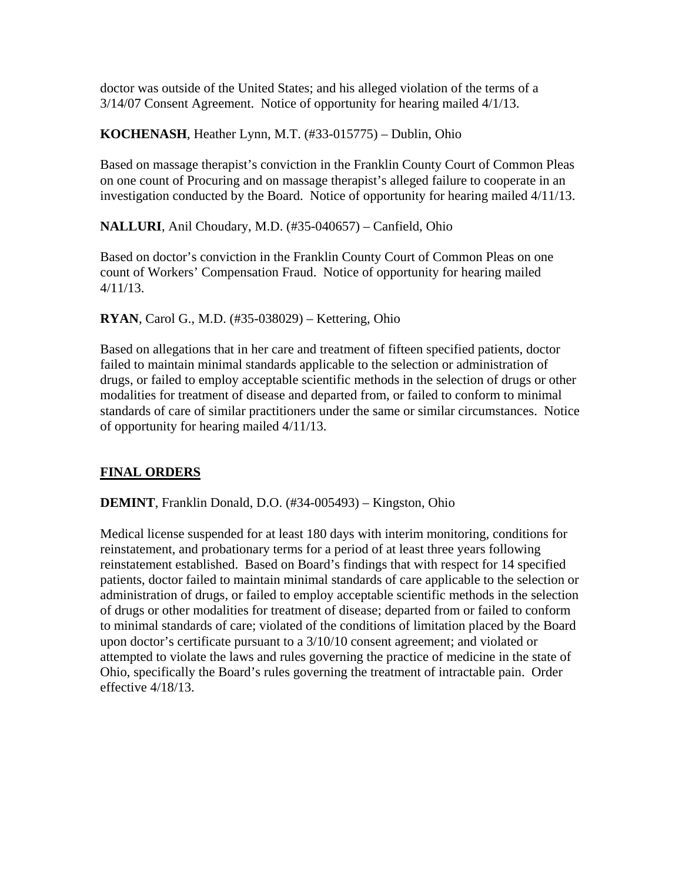doctor was outside of the United States; and his alleged violation of the terms of a 3/14/07 Consent Agreement. Notice of opportunity for hearing mailed 4/1/13.

**KOCHENASH**, Heather Lynn, M.T. (#33-015775) – Dublin, Ohio

Based on massage therapist's conviction in the Franklin County Court of Common Pleas on one count of Procuring and on massage therapist's alleged failure to cooperate in an investigation conducted by the Board. Notice of opportunity for hearing mailed 4/11/13.

**NALLURI**, Anil Choudary, M.D. (#35-040657) – Canfield, Ohio

Based on doctor's conviction in the Franklin County Court of Common Pleas on one count of Workers' Compensation Fraud. Notice of opportunity for hearing mailed 4/11/13.

**RYAN**, Carol G., M.D. (#35-038029) – Kettering, Ohio

Based on allegations that in her care and treatment of fifteen specified patients, doctor failed to maintain minimal standards applicable to the selection or administration of drugs, or failed to employ acceptable scientific methods in the selection of drugs or other modalities for treatment of disease and departed from, or failed to conform to minimal standards of care of similar practitioners under the same or similar circumstances. Notice of opportunity for hearing mailed 4/11/13.

## FINAL ORDERS

**DEMINT**, Franklin Donald, D.O. (#34-005493) – Kingston, Ohio

Medical license suspended for at least 180 days with interim monitoring, conditions for reinstatement, and probationary terms for a period of at least three years following reinstatement established. Based on Board's findings that with respect for 14 specified patients, doctor failed to maintain minimal standards of care applicable to the selection or administration of drugs, or failed to employ acceptable scientific methods in the selection of drugs or other modalities for treatment of disease; departed from or failed to conform to minimal standards of care; violated of the conditions of limitation placed by the Board upon doctor's certificate pursuant to a 3/10/10 consent agreement; and violated or attempted to violate the laws and rules governing the practice of medicine in the state of Ohio, specifically the Board's rules governing the treatment of intractable pain. Order effective 4/18/13.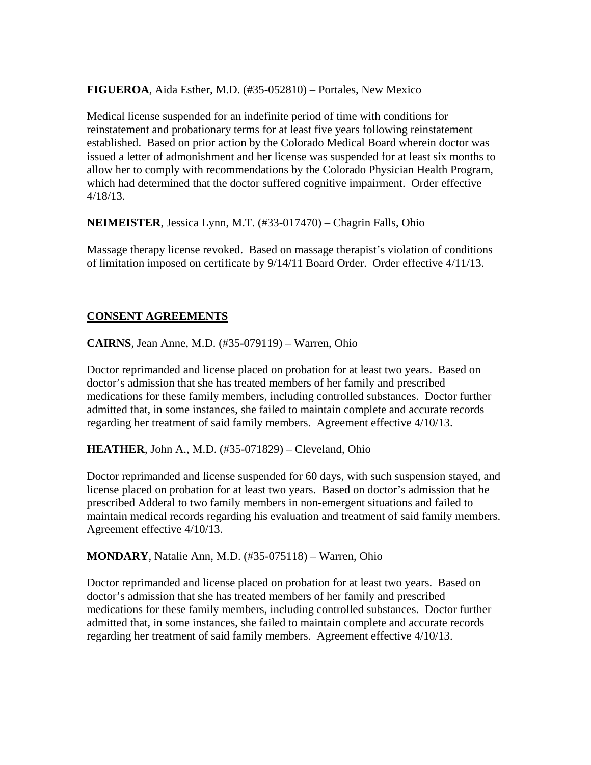**FIGUEROA**, Aida Esther, M.D. (#35-052810) – Portales, New Mexico

Medical license suspended for an indefinite period of time with conditions for reinstatement and probationary terms for at least five years following reinstatement established. Based on prior action by the Colorado Medical Board wherein doctor was issued a letter of admonishment and her license was suspended for at least six months to allow her to comply with recommendations by the Colorado Physician Health Program, which had determined that the doctor suffered cognitive impairment. Order effective 4/18/13.

**NEIMEISTER**, Jessica Lynn, M.T. (#33-017470) – Chagrin Falls, Ohio

Massage therapy license revoked. Based on massage therapist's violation of conditions of limitation imposed on certificate by 9/14/11 Board Order. Order effective 4/11/13.

## CONSENT AGREEMENTS

**CAIRNS**, Jean Anne, M.D. (#35-079119) – Warren, Ohio

Doctor reprimanded and license placed on probation for at least two years. Based on doctor's admission that she has treated members of her family and prescribed medications for these family members, including controlled substances. Doctor further admitted that, in some instances, she failed to maintain complete and accurate records regarding her treatment of said family members. Agreement effective 4/10/13.

**HEATHER**, John A., M.D. (#35-071829) – Cleveland, Ohio

Doctor reprimanded and license suspended for 60 days, with such suspension stayed, and license placed on probation for at least two years. Based on doctor's admission that he prescribed Adderal to two family members in non-emergent situations and failed to maintain medical records regarding his evaluation and treatment of said family members. Agreement effective 4/10/13.

**MONDARY**, Natalie Ann, M.D. (#35-075118) – Warren, Ohio

Doctor reprimanded and license placed on probation for at least two years. Based on doctor's admission that she has treated members of her family and prescribed medications for these family members, including controlled substances. Doctor further admitted that, in some instances, she failed to maintain complete and accurate records regarding her treatment of said family members. Agreement effective 4/10/13.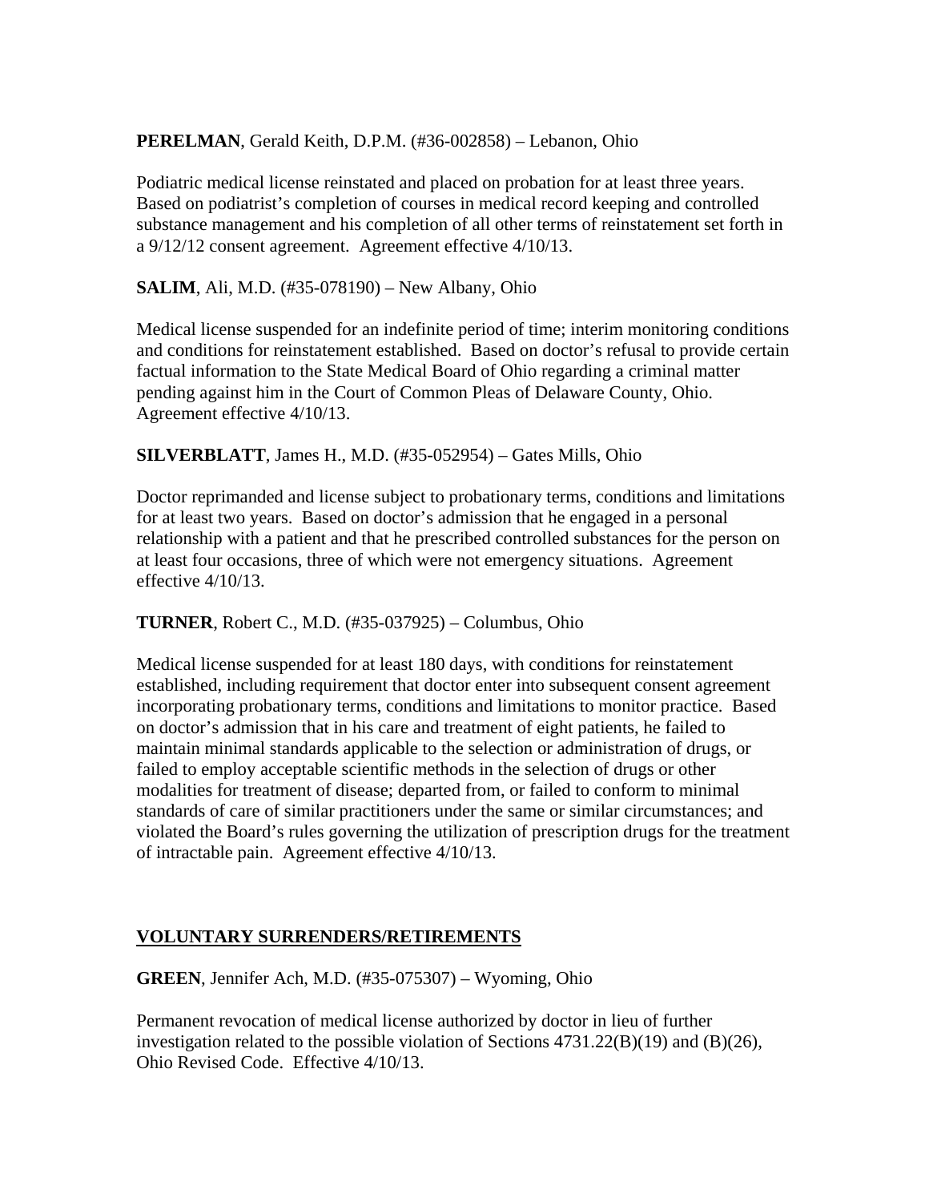**PERELMAN**, Gerald Keith, D.P.M. (#36-002858) – Lebanon, Ohio

Podiatric medical license reinstated and placed on probation for at least three years. Based on podiatrist's completion of courses in medical record keeping and controlled substance management and his completion of all other terms of reinstatement set forth in a 9/12/12 consent agreement. Agreement effective 4/10/13.

**SALIM**, Ali, M.D. (#35-078190) – New Albany, Ohio

Medical license suspended for an indefinite period of time; interim monitoring conditions and conditions for reinstatement established. Based on doctor's refusal to provide certain factual information to the State Medical Board of Ohio regarding a criminal matter pending against him in the Court of Common Pleas of Delaware County, Ohio. Agreement effective 4/10/13.

**SILVERBLATT**, James H., M.D. (#35-052954) – Gates Mills, Ohio

Doctor reprimanded and license subject to probationary terms, conditions and limitations for at least two years. Based on doctor's admission that he engaged in a personal relationship with a patient and that he prescribed controlled substances for the person on at least four occasions, three of which were not emergency situations. Agreement effective 4/10/13.

**TURNER**, Robert C., M.D. (#35-037925) – Columbus, Ohio

Medical license suspended for at least 180 days, with conditions for reinstatement established, including requirement that doctor enter into subsequent consent agreement incorporating probationary terms, conditions and limitations to monitor practice. Based on doctor's admission that in his care and treatment of eight patients, he failed to maintain minimal standards applicable to the selection or administration of drugs, or failed to employ acceptable scientific methods in the selection of drugs or other modalities for treatment of disease; departed from, or failed to conform to minimal standards of care of similar practitioners under the same or similar circumstances; and violated the Board's rules governing the utilization of prescription drugs for the treatment of intractable pain. Agreement effective 4/10/13.

## VOLUNTARY SURRENDERS/RETIREMENTS

**GREEN**, Jennifer Ach, M.D. (#35-075307) – Wyoming, Ohio

Permanent revocation of medical license authorized by doctor in lieu of further investigation related to the possible violation of Sections 4731.22(B)(19) and (B)(26), Ohio Revised Code. Effective 4/10/13.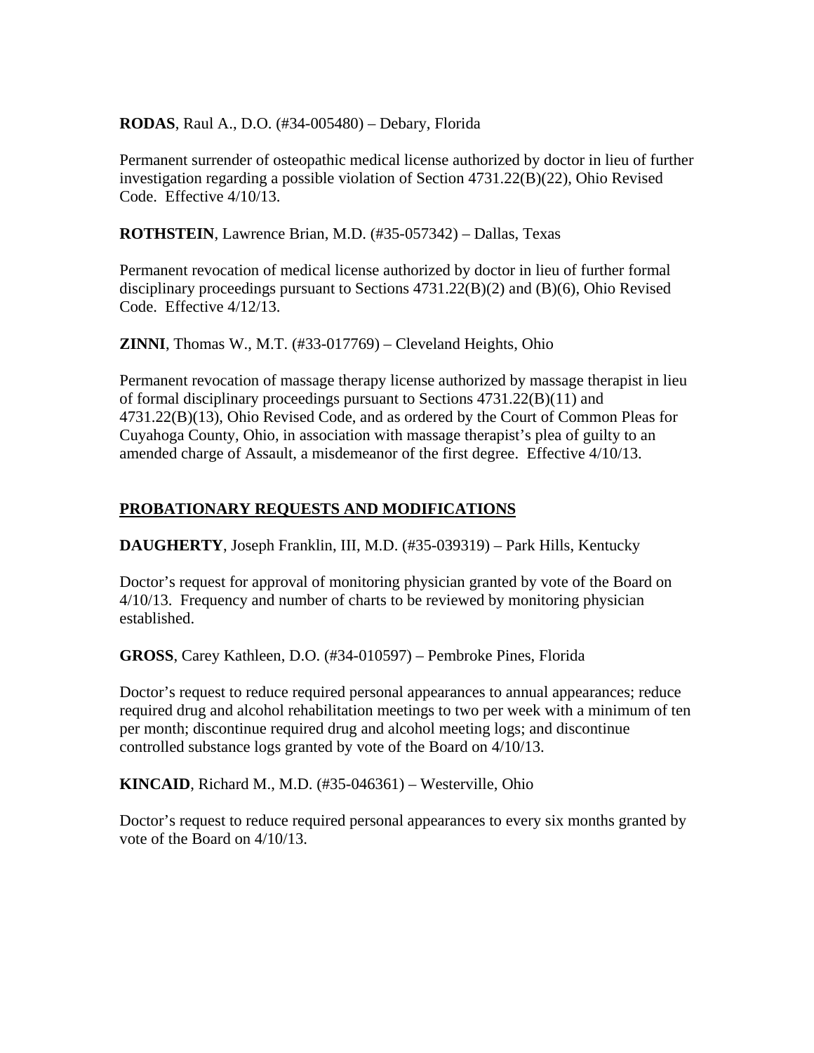**RODAS**, Raul A., D.O. (#34-005480) – Debary, Florida

Permanent surrender of osteopathic medical license authorized by doctor in lieu of further investigation regarding a possible violation of Section 4731.22(B)(22), Ohio Revised Code. Effective 4/10/13.

**ROTHSTEIN**, Lawrence Brian, M.D. (#35-057342) – Dallas, Texas

Permanent revocation of medical license authorized by doctor in lieu of further formal disciplinary proceedings pursuant to Sections 4731.22(B)(2) and (B)(6), Ohio Revised Code. Effective 4/12/13.

**ZINNI**, Thomas W., M.T. (#33-017769) – Cleveland Heights, Ohio

Permanent revocation of massage therapy license authorized by massage therapist in lieu of formal disciplinary proceedings pursuant to Sections 4731.22(B)(11) and 4731.22(B)(13), Ohio Revised Code, and as ordered by the Court of Common Pleas for Cuyahoga County, Ohio, in association with massage therapist's plea of guilty to an amended charge of Assault, a misdemeanor of the first degree. Effective 4/10/13.

## PROBATIONARY REQUESTS AND MODIFICATIONS

**DAUGHERTY**, Joseph Franklin, III, M.D. (#35-039319) – Park Hills, Kentucky

Doctor's request for approval of monitoring physician granted by vote of the Board on 4/10/13. Frequency and number of charts to be reviewed by monitoring physician established.

**GROSS**, Carey Kathleen, D.O. (#34-010597) – Pembroke Pines, Florida

Doctor's request to reduce required personal appearances to annual appearances; reduce required drug and alcohol rehabilitation meetings to two per week with a minimum of ten per month; discontinue required drug and alcohol meeting logs; and discontinue controlled substance logs granted by vote of the Board on 4/10/13.

**KINCAID**, Richard M., M.D. (#35-046361) – Westerville, Ohio

Doctor's request to reduce required personal appearances to every six months granted by vote of the Board on 4/10/13.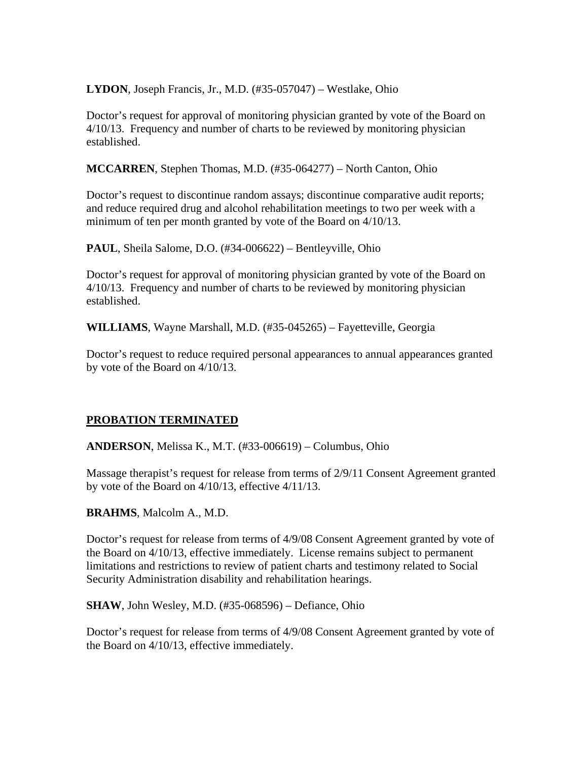**LYDON**, Joseph Francis, Jr., M.D. (#35-057047) – Westlake, Ohio

Doctor's request for approval of monitoring physician granted by vote of the Board on 4/10/13. Frequency and number of charts to be reviewed by monitoring physician established.

**MCCARREN**, Stephen Thomas, M.D. (#35-064277) – North Canton, Ohio

Doctor's request to discontinue random assays; discontinue comparative audit reports; and reduce required drug and alcohol rehabilitation meetings to two per week with a minimum of ten per month granted by vote of the Board on 4/10/13.

**PAUL**, Sheila Salome, D.O. (#34-006622) – Bentleyville, Ohio

Doctor's request for approval of monitoring physician granted by vote of the Board on 4/10/13. Frequency and number of charts to be reviewed by monitoring physician established.

**WILLIAMS**, Wayne Marshall, M.D. (#35-045265) – Fayetteville, Georgia

Doctor's request to reduce required personal appearances to annual appearances granted by vote of the Board on 4/10/13.

## PROBATION TERMINATED

**ANDERSON**, Melissa K., M.T. (#33-006619) – Columbus, Ohio

Massage therapist's request for release from terms of 2/9/11 Consent Agreement granted by vote of the Board on 4/10/13, effective 4/11/13.

**BRAHMS**, Malcolm A., M.D.

Doctor's request for release from terms of 4/9/08 Consent Agreement granted by vote of the Board on 4/10/13, effective immediately. License remains subject to permanent limitations and restrictions to review of patient charts and testimony related to Social Security Administration disability and rehabilitation hearings.

**SHAW**, John Wesley, M.D. (#35-068596) – Defiance, Ohio

Doctor's request for release from terms of 4/9/08 Consent Agreement granted by vote of the Board on 4/10/13, effective immediately.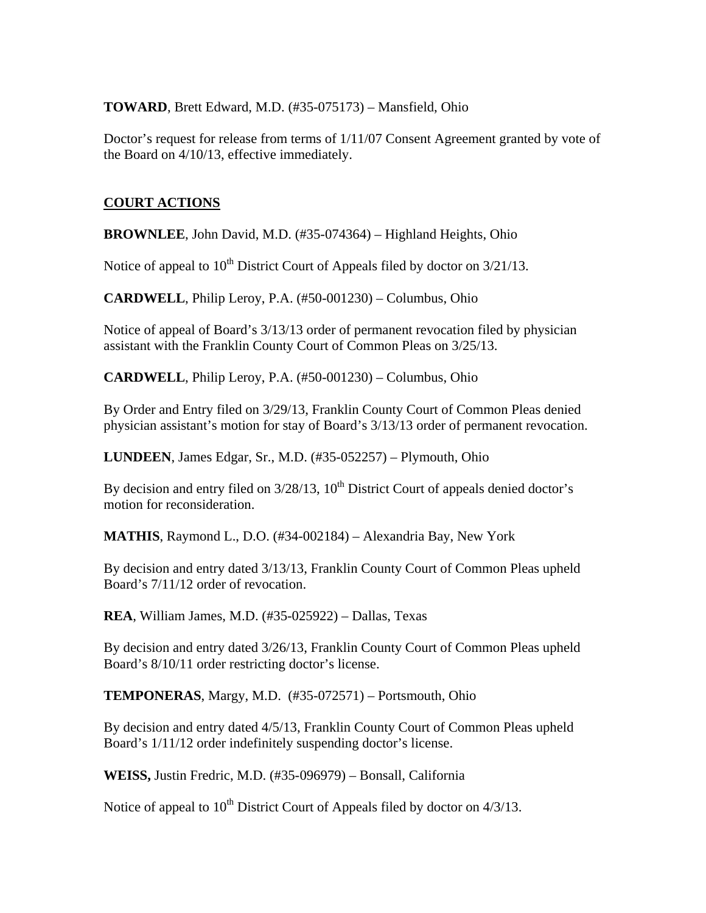**TOWARD**, Brett Edward, M.D. (#35-075173) – Mansfield, Ohio

Doctor's request for release from terms of 1/11/07 Consent Agreement granted by vote of the Board on 4/10/13, effective immediately.

**COURT ACTIONS**

**BROWNLEE**, John David, M.D. (#35-074364) – Highland Heights, Ohio

Notice of appeal to 10th District Court of Appeals filed by doctor on 3/21/13.

**CARDWELL**, Philip Leroy, P.A. (#50-001230) – Columbus, Ohio

Notice of appeal of Board's 3/13/13 order of permanent revocation filed by physician assistant with the Franklin County Court of Common Pleas on 3/25/13.

**CARDWELL**, Philip Leroy, P.A. (#50-001230) – Columbus, Ohio

By Order and Entry filed on 3/29/13, Franklin County Court of Common Pleas denied physician assistant's motion for stay of Board's 3/13/13 order of permanent revocation.

**LUNDEEN**, James Edgar, Sr., M.D. (#35-052257) – Plymouth, Ohio

By decision and entry filed on 3/28/13, 10th District Court of appeals denied doctor's motion for reconsideration.

**MATHIS**, Raymond L., D.O. (#34-002184) – Alexandria Bay, New York

By decision and entry dated 3/13/13, Franklin County Court of Common Pleas upheld Board's 7/11/12 order of revocation.

**REA**, William James, M.D. (#35-025922) – Dallas, Texas

By decision and entry dated 3/26/13, Franklin County Court of Common Pleas upheld Board's 8/10/11 order restricting doctor's license.

**TEMPONERAS**, Margy, M.D. (#35-072571) – Portsmouth, Ohio

By decision and entry dated 4/5/13, Franklin County Court of Common Pleas upheld Board's 1/11/12 order indefinitely suspending doctor's license.

**WEISS,** Justin Fredric, M.D. (#35-096979) – Bonsall, California

Notice of appeal to 10th District Court of Appeals filed by doctor on 4/3/13.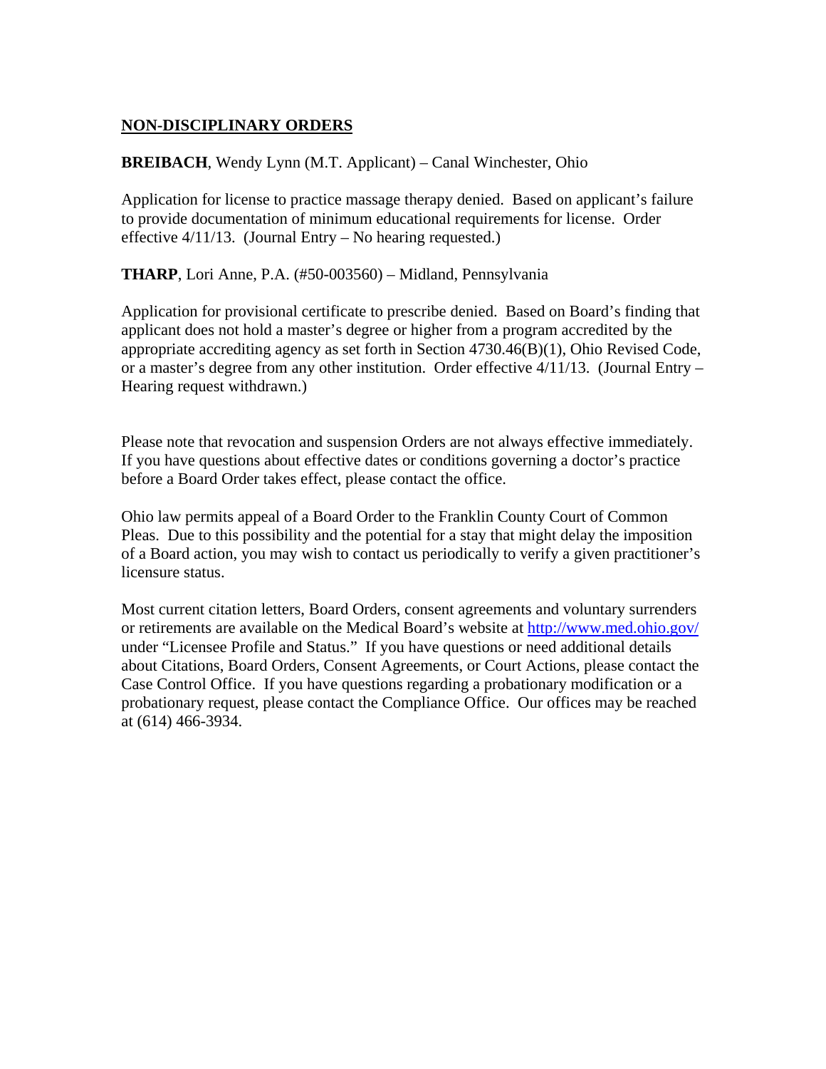## NON-DISCIPLINARY ORDERS

**BREIBACH**, Wendy Lynn (M.T. Applicant) – Canal Winchester, Ohio

Application for license to practice massage therapy denied. Based on applicant's failure to provide documentation of minimum educational requirements for license. Order effective 4/11/13. (Journal Entry – No hearing requested.)

**THARP**, Lori Anne, P.A. (#50-003560) – Midland, Pennsylvania

Application for provisional certificate to prescribe denied. Based on Board's finding that applicant does not hold a master's degree or higher from a program accredited by the appropriate accrediting agency as set forth in Section 4730.46(B)(1), Ohio Revised Code, or a master's degree from any other institution. Order effective 4/11/13. (Journal Entry – Hearing request withdrawn.)

Please note that revocation and suspension Orders are not always effective immediately. If you have questions about effective dates or conditions governing a doctor's practice before a Board Order takes effect, please contact the office.

Ohio law permits appeal of a Board Order to the Franklin County Court of Common Pleas. Due to this possibility and the potential for a stay that might delay the imposition of a Board action, you may wish to contact us periodically to verify a given practitioner's licensure status.

Most current citation letters, Board Orders, consent agreements and voluntary surrenders or retirements are available on the Medical Board's website at http://www.med.ohio.gov/ under "Licensee Profile and Status." If you have questions or need additional details about Citations, Board Orders, Consent Agreements, or Court Actions, please contact the Case Control Office. If you have questions regarding a probationary modification or a probationary request, please contact the Compliance Office. Our offices may be reached at (614) 466-3934.